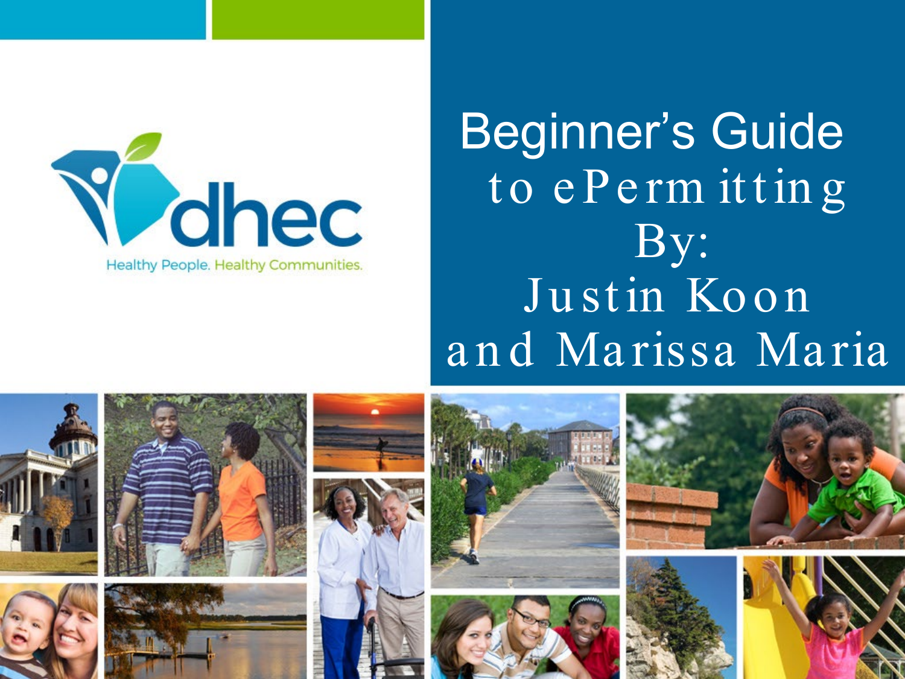# Beginner's Guide to ePermitting

By:

Justin Koon and Marissa Maria

Healthy People. Healthy Communities.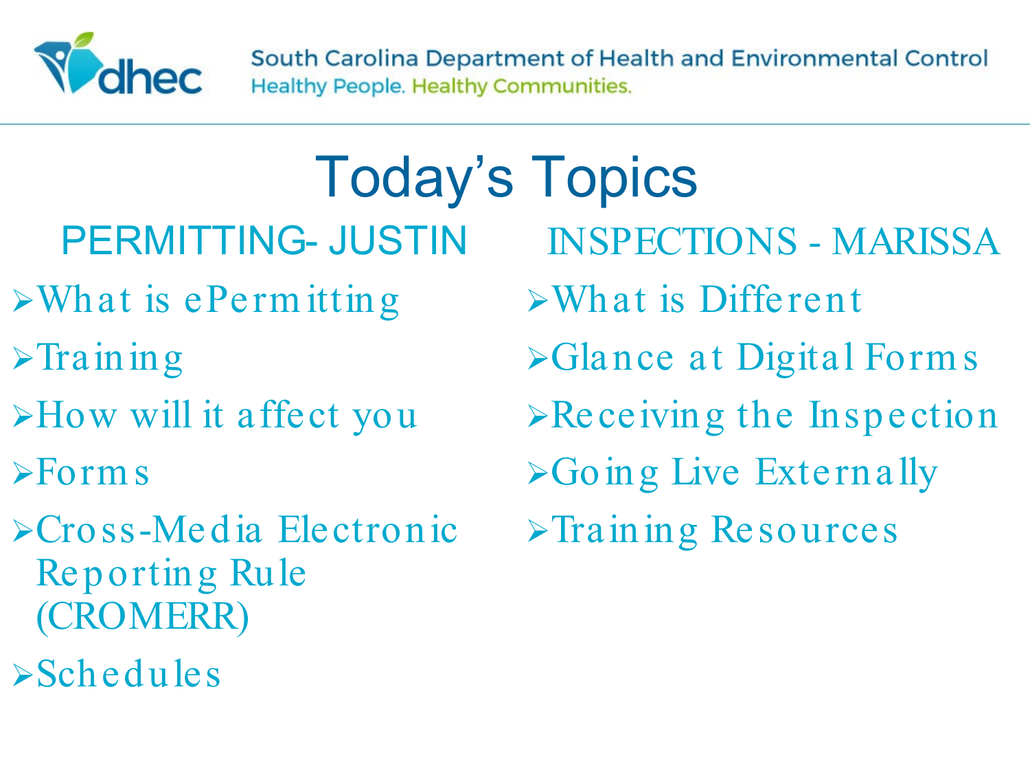# Today's Topics

## PERMITTING- JUSTIN

- What is ePermitting
- Training
- How will it affect you
- Forms
- Cross-Media Electronic Reporting Rule (CROMERR)
- Schedules

## INSPECTIONS - MARISSA

- What is Different
- Glance at Digital Forms
- Receiving the Inspection
- Going Live Externally
- Training Resources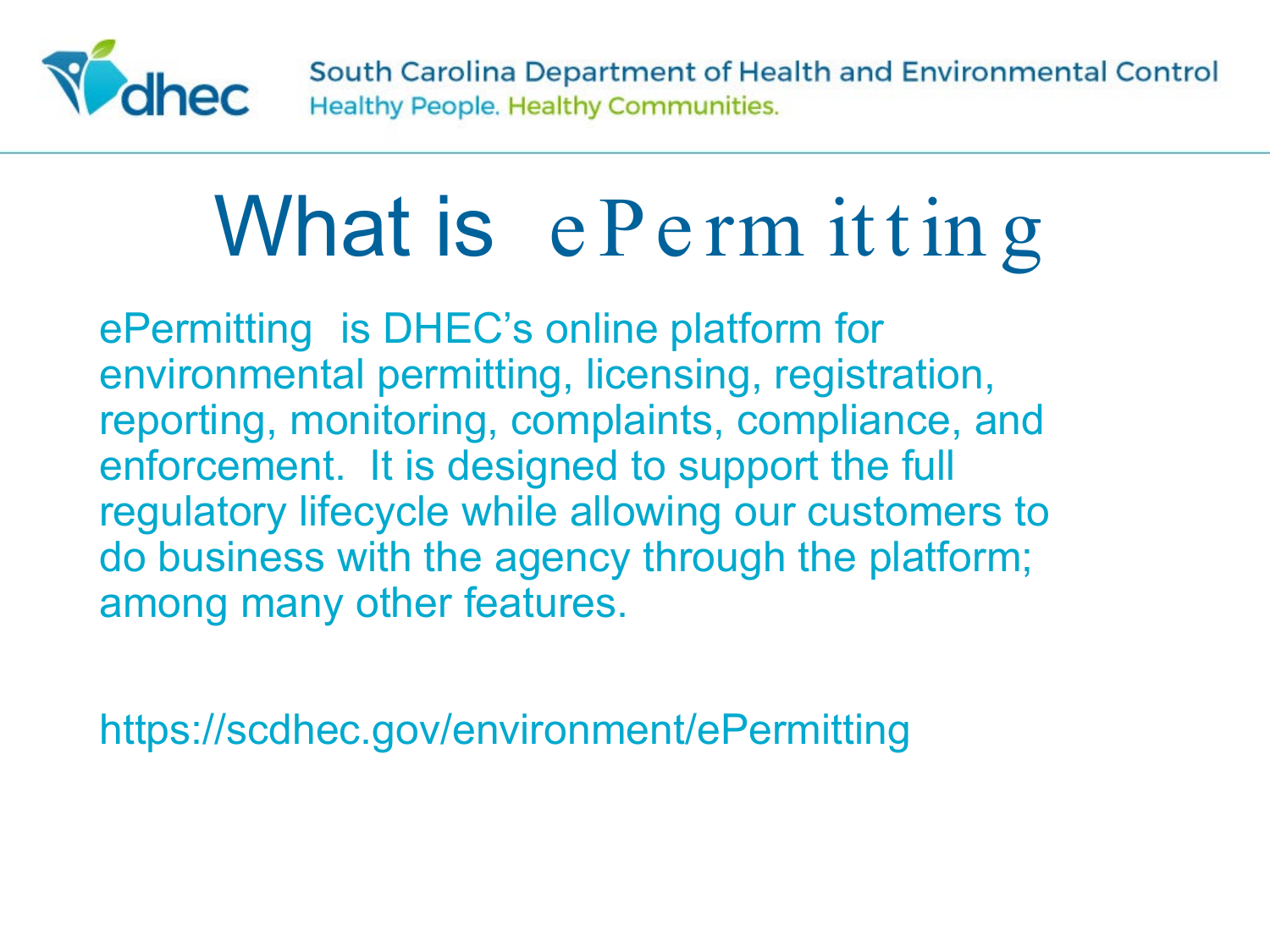# What is ePermitting

ePermitting is DHEC's online platform for environmental permitting, licensing, registration, reporting, monitoring, complaints, compliance, and enforcement. It is designed to support the full regulatory lifecycle while allowing our customers to do business with the agency through the platform; among many other features.

https://scdhec.gov/environment/ePermitting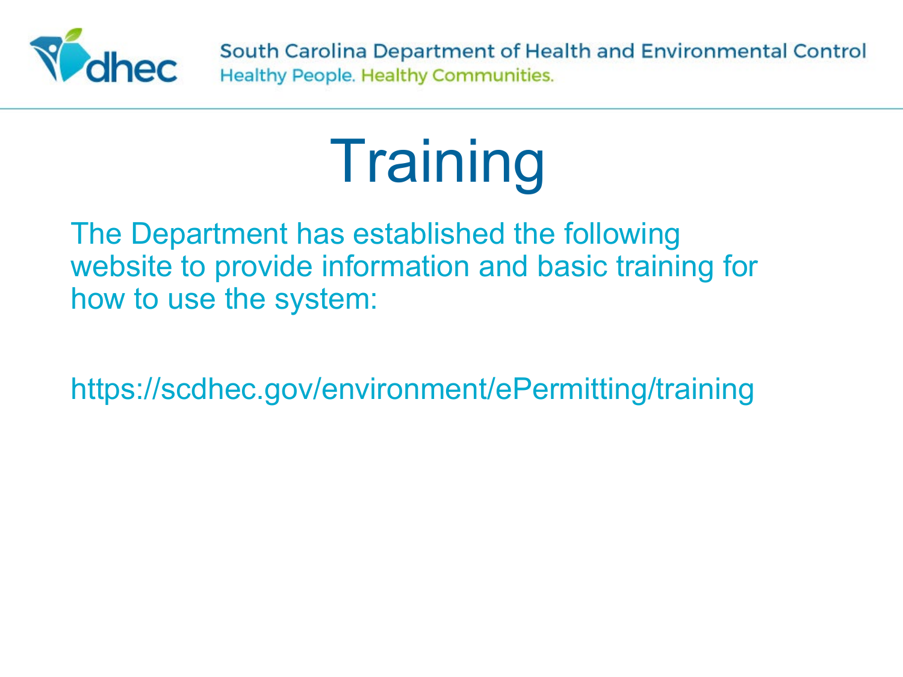# Training

The Department has established the following website to provide information and basic training for how to use the system:

https://scdhec.gov/environment/ePermitting/training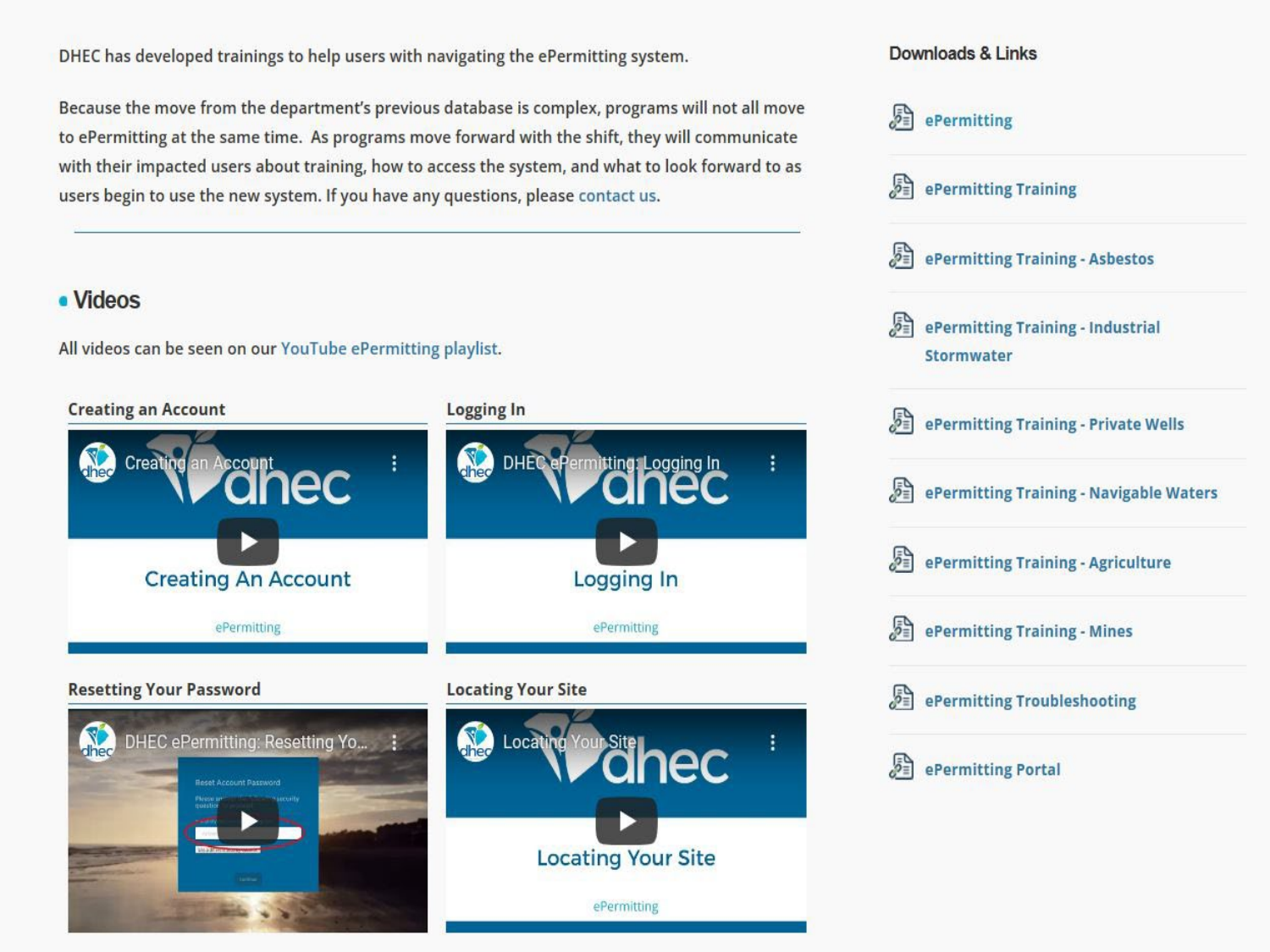DHEC has developed trainings to help users with navigating the ePermitting system.

Because the move from the department's previous database is complex, programs will not all move to ePermitting at the same time. As programs move forward with the shift, they will communicate with their impacted users about training, how to access the system, and what to look forward to as users begin to use the new system. If you have any questions, please contact us.

---

## Videos

All videos can be seen on our YouTube ePermitting playlist.

### Creating an Account

Creating an Account

Creating An Account

ePermitting

### Logging In

DHEC ePermitting: Logging In

Logging In

ePermitting

### Resetting Your Password

DHEC ePermitting: Resetting Yo...

### Locating Your Site

Locating Your Site

Locating Your Site

ePermitting

## Downloads & Links

- ePermitting
- ePermitting Training
- ePermitting Training - Asbestos
- ePermitting Training - Industrial Stormwater
- ePermitting Training - Private Wells
- ePermitting Training - Navigable Waters
- ePermitting Training - Agriculture
- ePermitting Training - Mines
- ePermitting Troubleshooting
- ePermitting Portal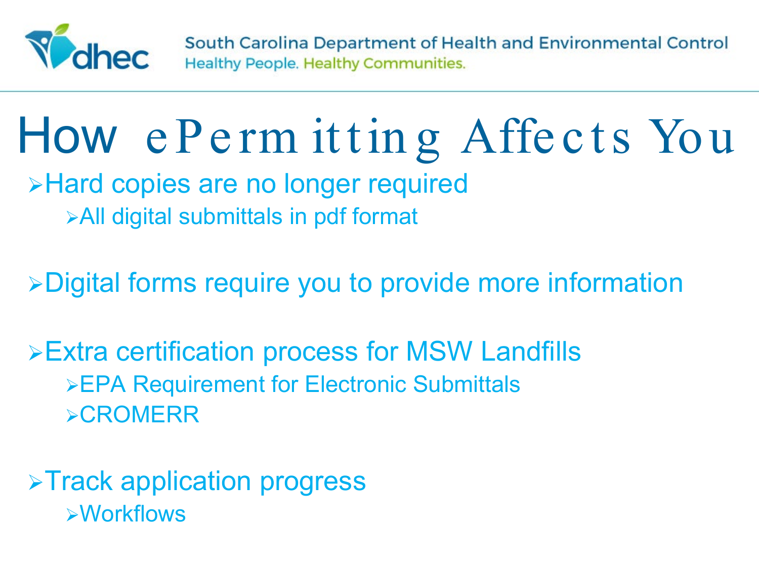# How ePermitting Affects You

- Hard copies are no longer required
  - All digital submittals in pdf format
- Digital forms require you to provide more information
- Extra certification process for MSW Landfills
  - EPA Requirement for Electronic Submittals
  - CROMERR
- Track application progress
  - Workflows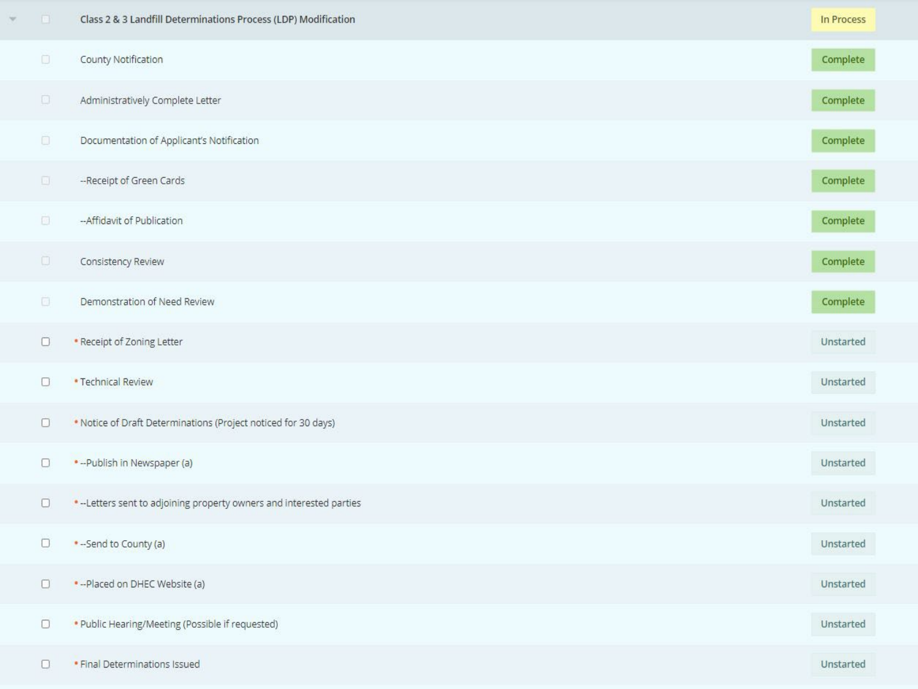| Task | Status |
| --- | --- |
| Class 2 & 3 Landfill Determinations Process (LDP) Modification | In Process |
| County Notification | Complete |
| Administratively Complete Letter | Complete |
| Documentation of Applicant's Notification | Complete |
| --Receipt of Green Cards | Complete |
| --Affidavit of Publication | Complete |
| Consistency Review | Complete |
| Demonstration of Need Review | Complete |
| * Receipt of Zoning Letter | Unstarted |
| * Technical Review | Unstarted |
| * Notice of Draft Determinations (Project noticed for 30 days) | Unstarted |
| * --Publish in Newspaper (a) | Unstarted |
| * --Letters sent to adjoining property owners and interested parties | Unstarted |
| * --Send to County (a) | Unstarted |
| * --Placed on DHEC Website (a) | Unstarted |
| * Public Hearing/Meeting (Possible if requested) | Unstarted |
| * Final Determinations Issued | Unstarted |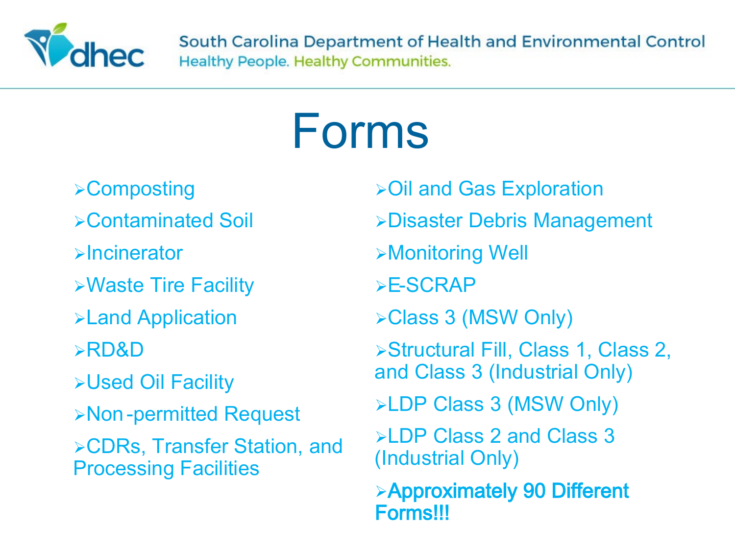# Forms

- Composting
- Contaminated Soil
- Incinerator
- Waste Tire Facility
- Land Application
- RD&D
- Used Oil Facility
- Non-permitted Request
- CDRs, Transfer Station, and Processing Facilities
- Oil and Gas Exploration
- Disaster Debris Management
- Monitoring Well
- E-SCRAP
- Class 3 (MSW Only)
- Structural Fill, Class 1, Class 2, and Class 3 (Industrial Only)
- LDP Class 3 (MSW Only)
- LDP Class 2 and Class 3 (Industrial Only)
- **Approximately 90 Different Forms!!!**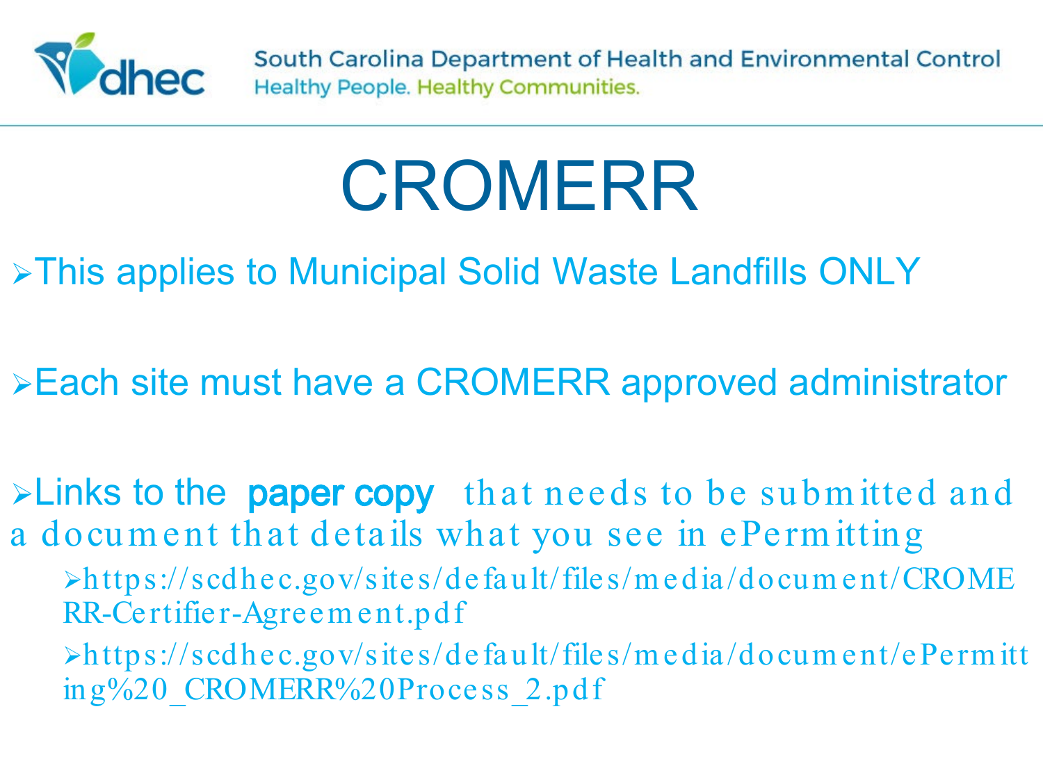# CROMERR

- This applies to Municipal Solid Waste Landfills ONLY
- Each site must have a CROMERR approved administrator
- Links to the **paper copy** that needs to be submitted and a document that details what you see in ePermitting
  - https://scdhec.gov/sites/default/files/media/document/CROMERR-Certifier-Agreement.pdf
  - https://scdhec.gov/sites/default/files/media/document/ePermitting%20_CROMERR%20Process_2.pdf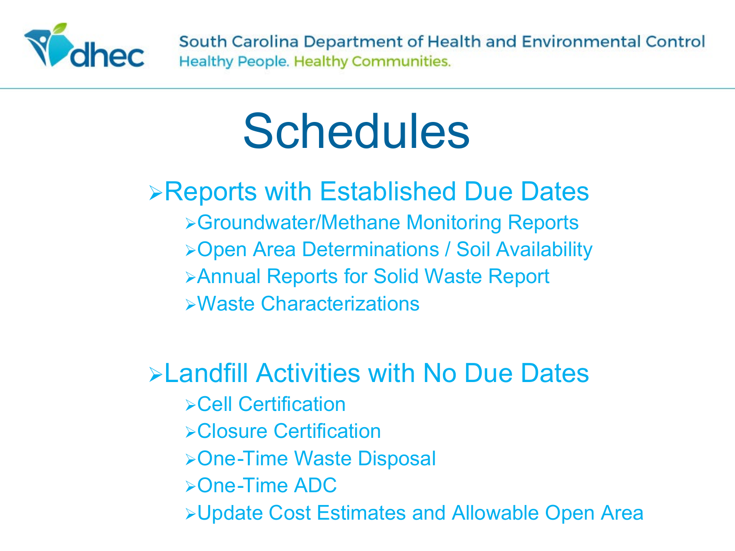# Schedules

- Reports with Established Due Dates
  - Groundwater/Methane Monitoring Reports
  - Open Area Determinations / Soil Availability
  - Annual Reports for Solid Waste Report
  - Waste Characterizations

- Landfill Activities with No Due Dates
  - Cell Certification
  - Closure Certification
  - One-Time Waste Disposal
  - One-Time ADC
  - Update Cost Estimates and Allowable Open Area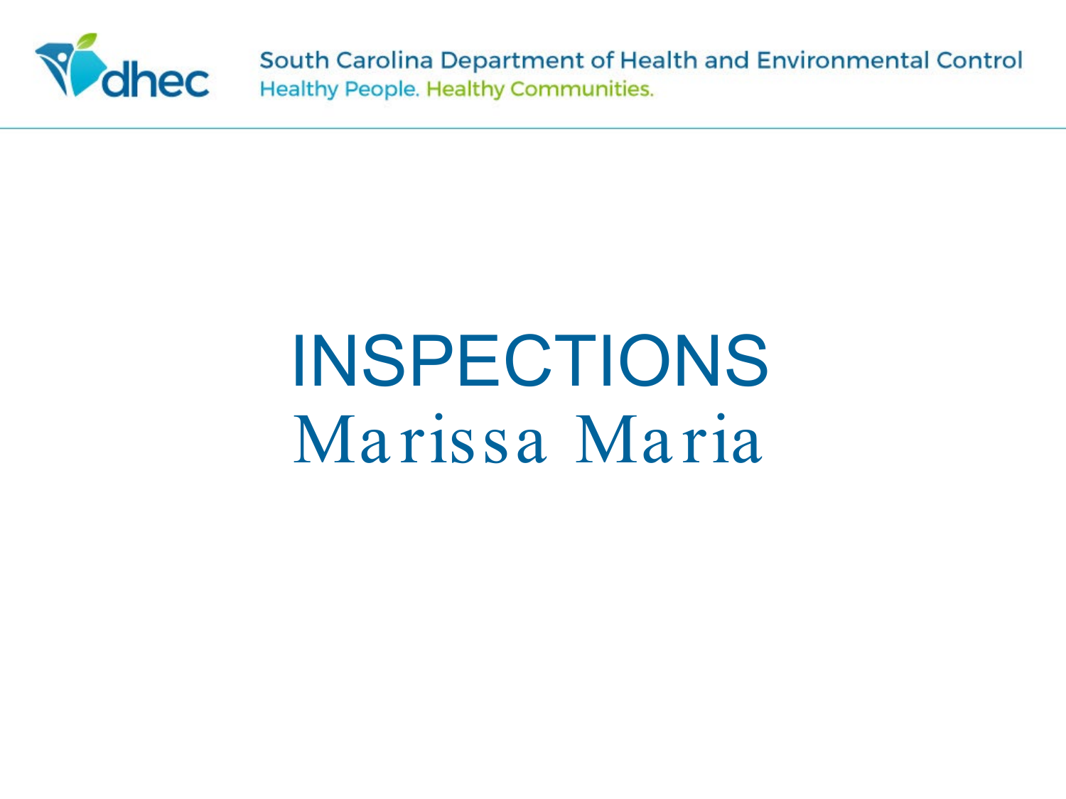# INSPECTIONS

Marissa Maria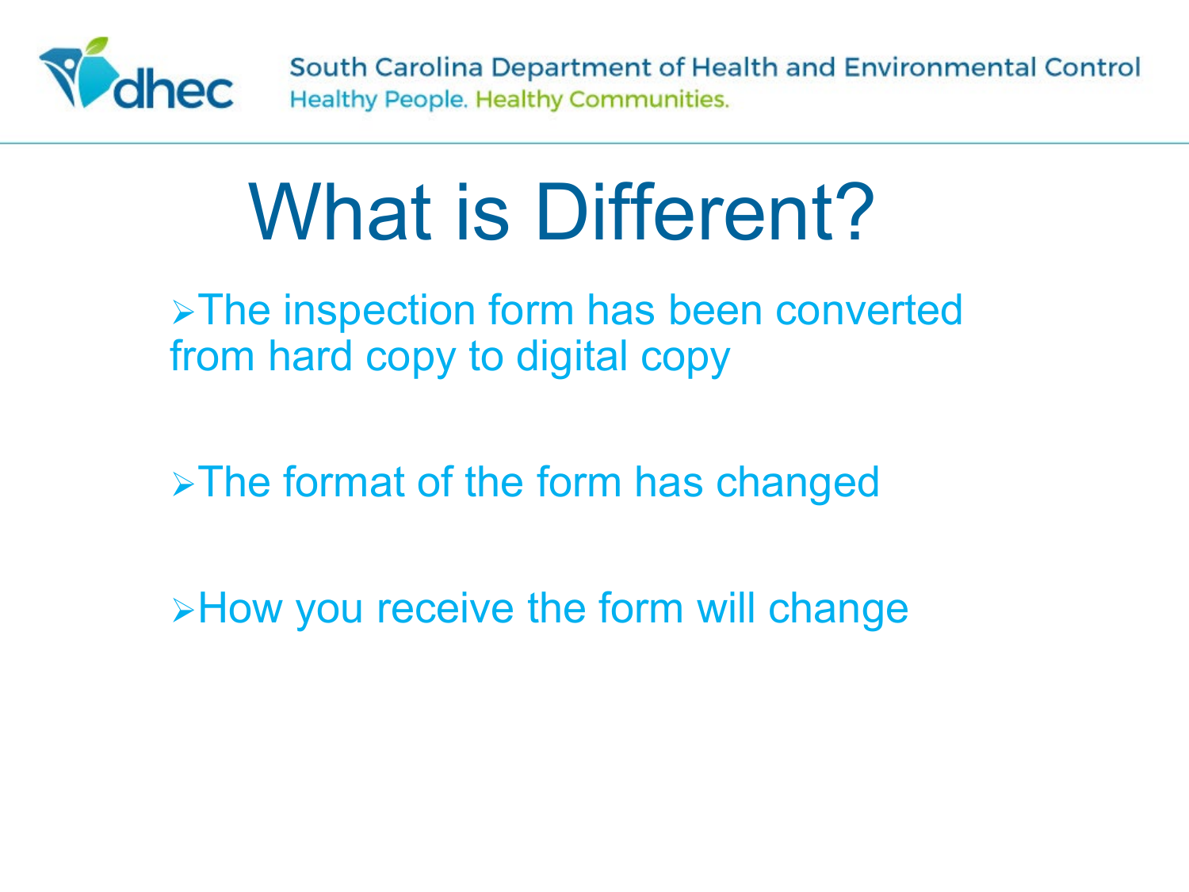# What is Different?

- The inspection form has been converted from hard copy to digital copy
- The format of the form has changed
- How you receive the form will change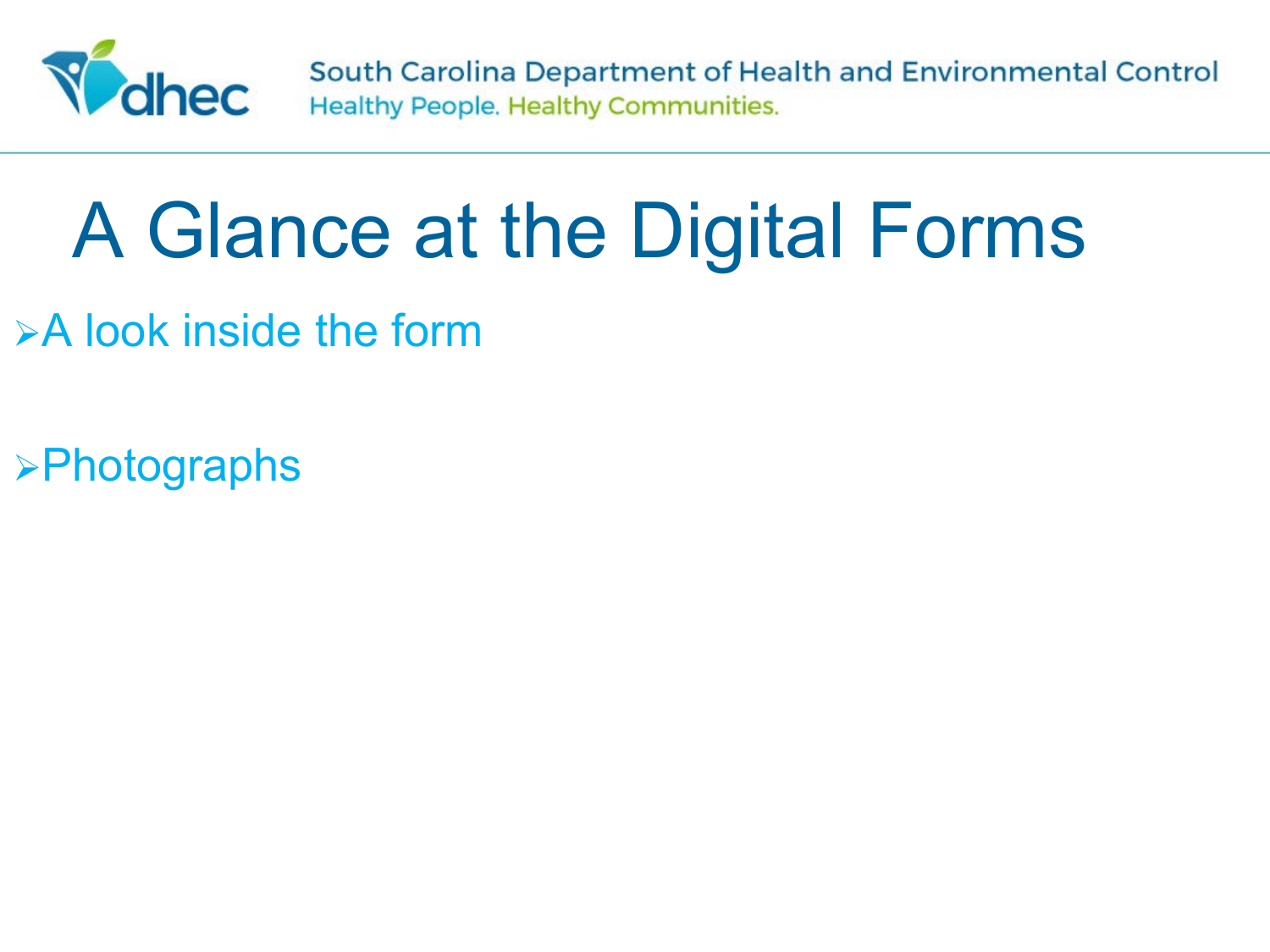# A Glance at the Digital Forms

- A look inside the form

- Photographs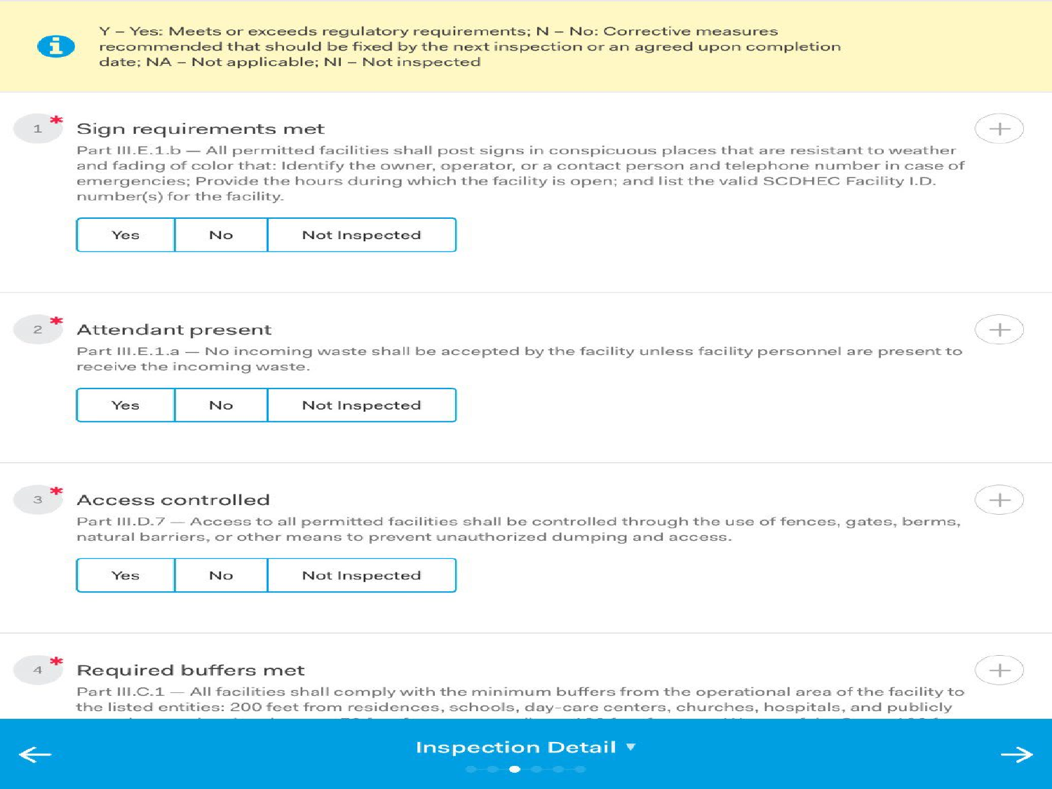Y – Yes: Meets or exceeds regulatory requirements; N – No: Corrective measures recommended that should be fixed by the next inspection or an agreed upon completion date; NA – Not applicable; NI – Not inspected

1 * **Sign requirements met**

Part III.E.1.b — All permitted facilities shall post signs in conspicuous places that are resistant to weather and fading of color that: Identify the owner, operator, or a contact person and telephone number in case of emergencies; Provide the hours during which the facility is open; and list the valid SCDHEC Facility I.D. number(s) for the facility.

| Yes | No | Not Inspected |
|---|---|---|

2 * **Attendant present**

Part III.E.1.a — No incoming waste shall be accepted by the facility unless facility personnel are present to receive the incoming waste.

| Yes | No | Not Inspected |
|---|---|---|

3 * **Access controlled**

Part III.D.7 — Access to all permitted facilities shall be controlled through the use of fences, gates, berms, natural barriers, or other means to prevent unauthorized dumping and access.

| Yes | No | Not Inspected |
|---|---|---|

4 * **Required buffers met**

Part III.C.1 — All facilities shall comply with the minimum buffers from the operational area of the facility to the listed entities: 200 feet from residences, schools, day-care centers, churches, hospitals, and publicly

Inspection Detail ▾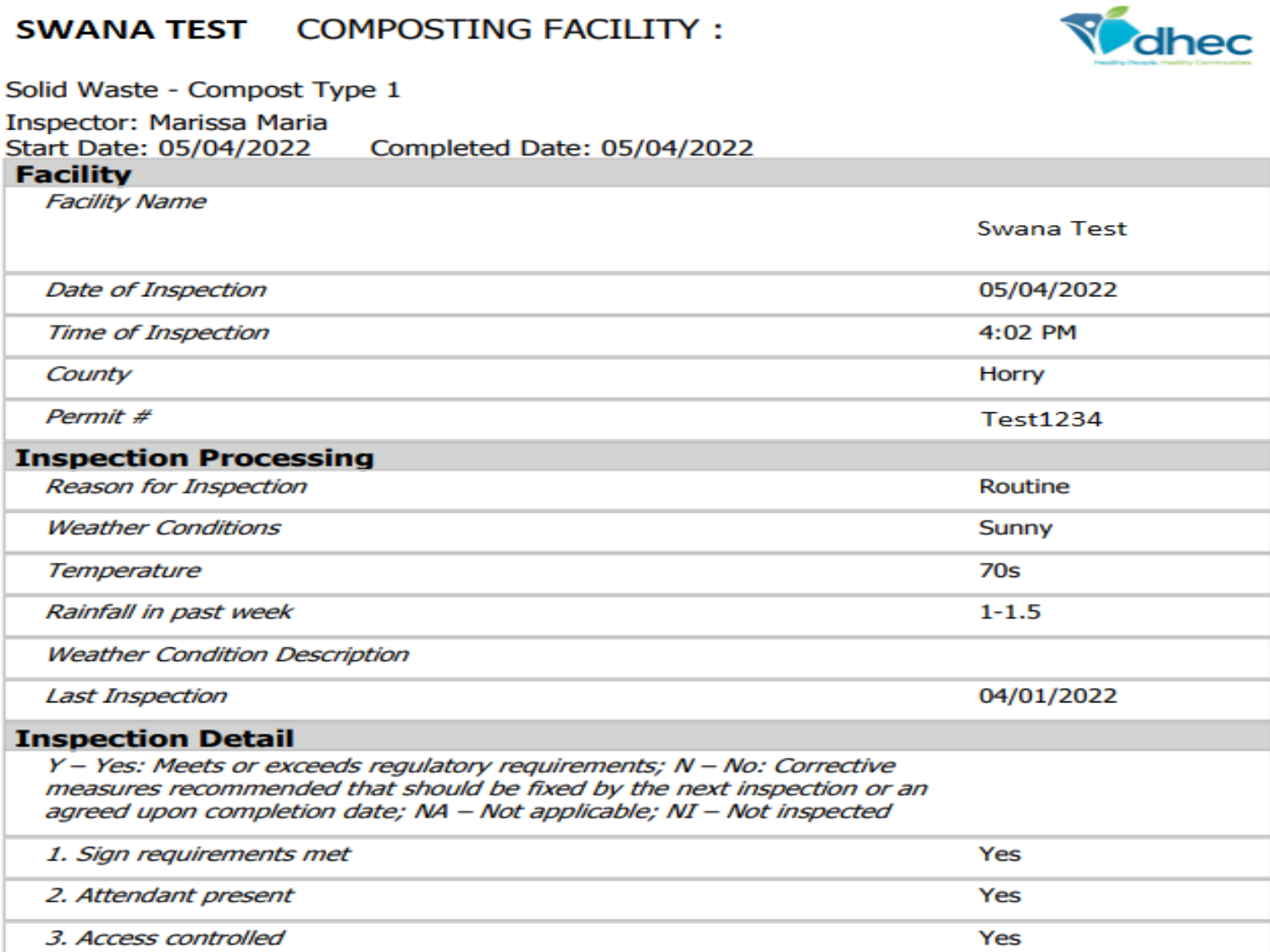# SWANA TEST COMPOSTING FACILITY :

Solid Waste - Compost Type 1

Inspector: Marissa Maria

Start Date: 05/04/2022 Completed Date: 05/04/2022

## Facility

| | |
|---|---|
| *Facility Name* | Swana Test |
| *Date of Inspection* | 05/04/2022 |
| *Time of Inspection* | 4:02 PM |
| *County* | Horry |
| *Permit #* | Test1234 |

## Inspection Processing

| | |
|---|---|
| *Reason for Inspection* | Routine |
| *Weather Conditions* | Sunny |
| *Temperature* | 70s |
| *Rainfall in past week* | 1-1.5 |
| *Weather Condition Description* | |
| *Last Inspection* | 04/01/2022 |

## Inspection Detail

*Y – Yes: Meets or exceeds regulatory requirements; N – No: Corrective measures recommended that should be fixed by the next inspection or an agreed upon completion date; NA – Not applicable; NI – Not inspected*

| | |
|---|---|
| *1. Sign requirements met* | Yes |
| *2. Attendant present* | Yes |
| *3. Access controlled* | Yes |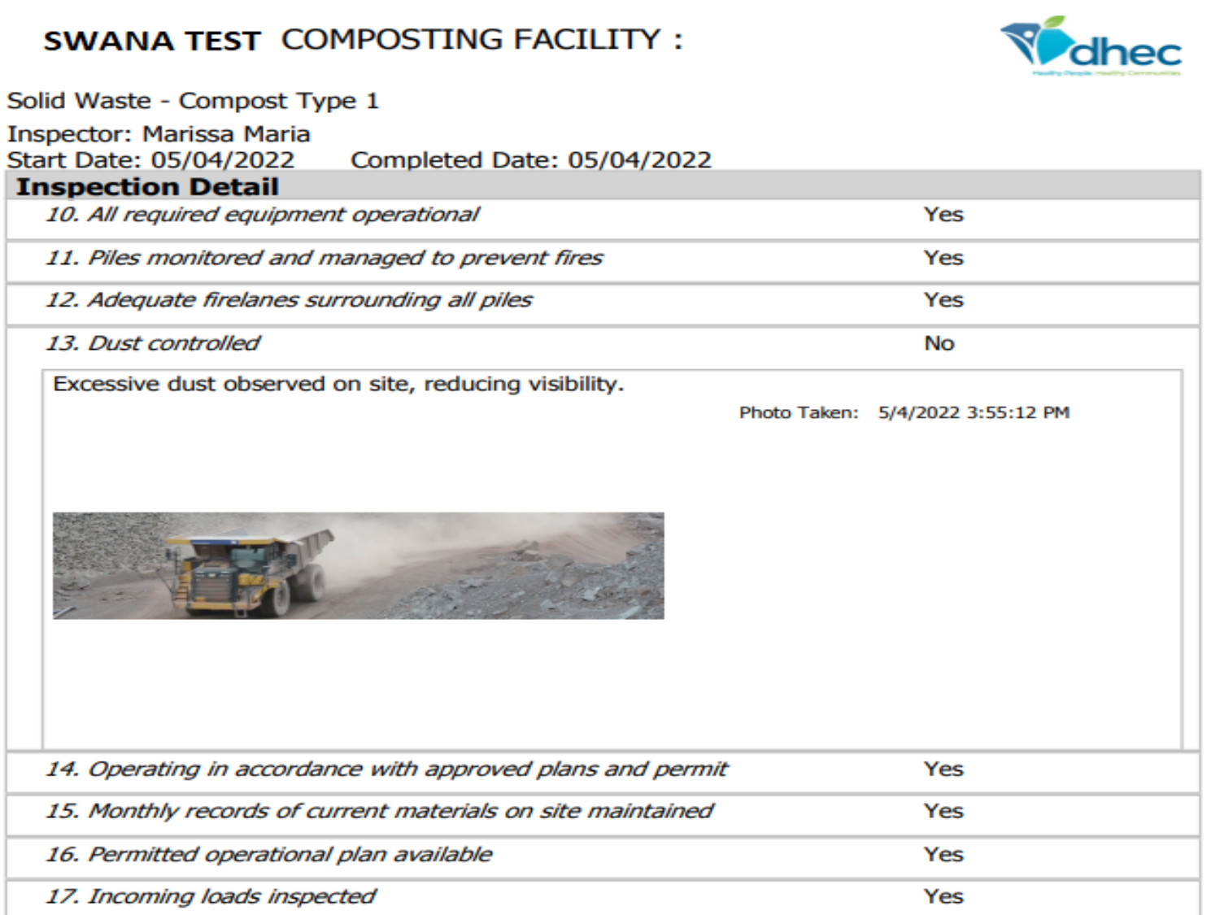# SWANA TEST COMPOSTING FACILITY :

Solid Waste - Compost Type 1

Inspector: Marissa Maria

Start Date: 05/04/2022    Completed Date: 05/04/2022

## Inspection Detail

| Item | Response |
| --- | --- |
| *10. All required equipment operational* | Yes |
| *11. Piles monitored and managed to prevent fires* | Yes |
| *12. Adequate firelanes surrounding all piles* | Yes |
| *13. Dust controlled* | No |

Excessive dust observed on site, reducing visibility.

Photo Taken: 5/4/2022 3:55:12 PM

| Item | Response |
| --- | --- |
| *14. Operating in accordance with approved plans and permit* | Yes |
| *15. Monthly records of current materials on site maintained* | Yes |
| *16. Permitted operational plan available* | Yes |
| *17. Incoming loads inspected* | Yes |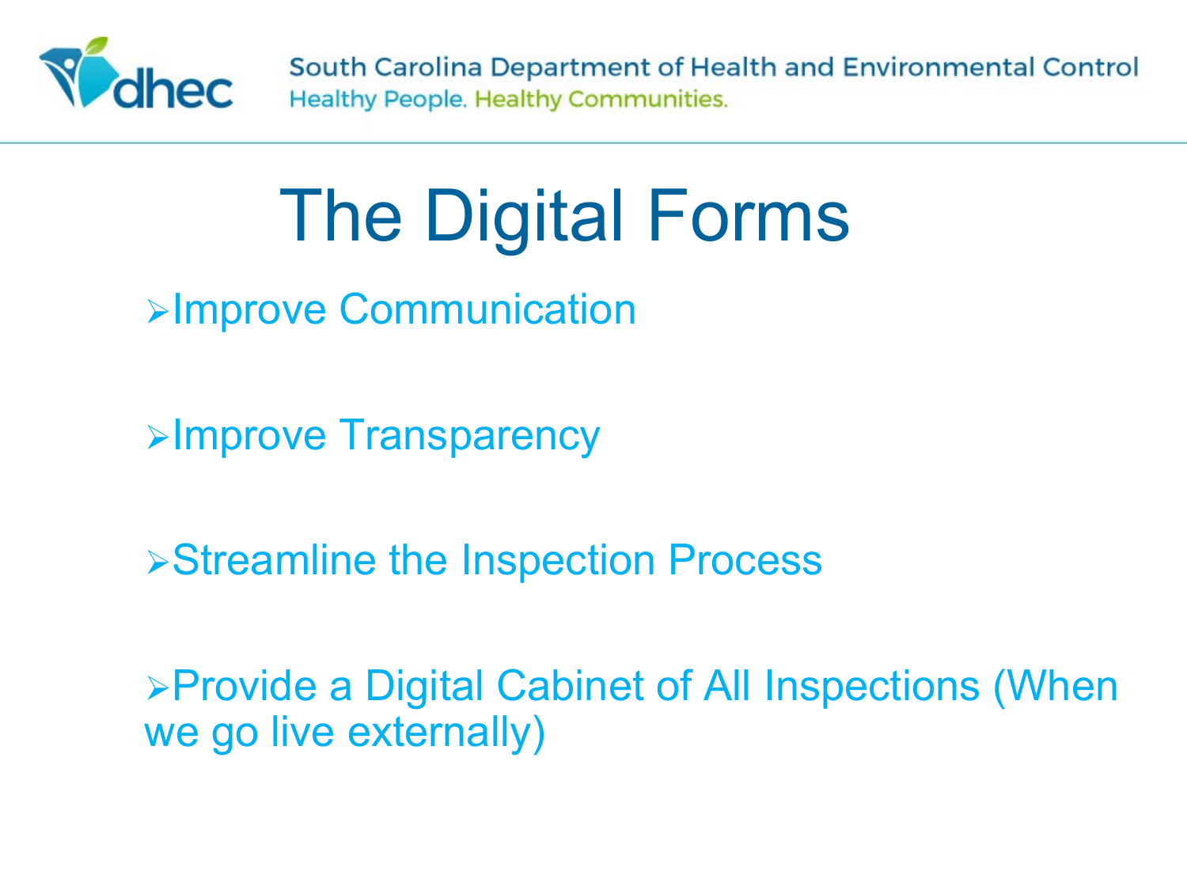# The Digital Forms

- Improve Communication
- Improve Transparency
- Streamline the Inspection Process
- Provide a Digital Cabinet of All Inspections (When we go live externally)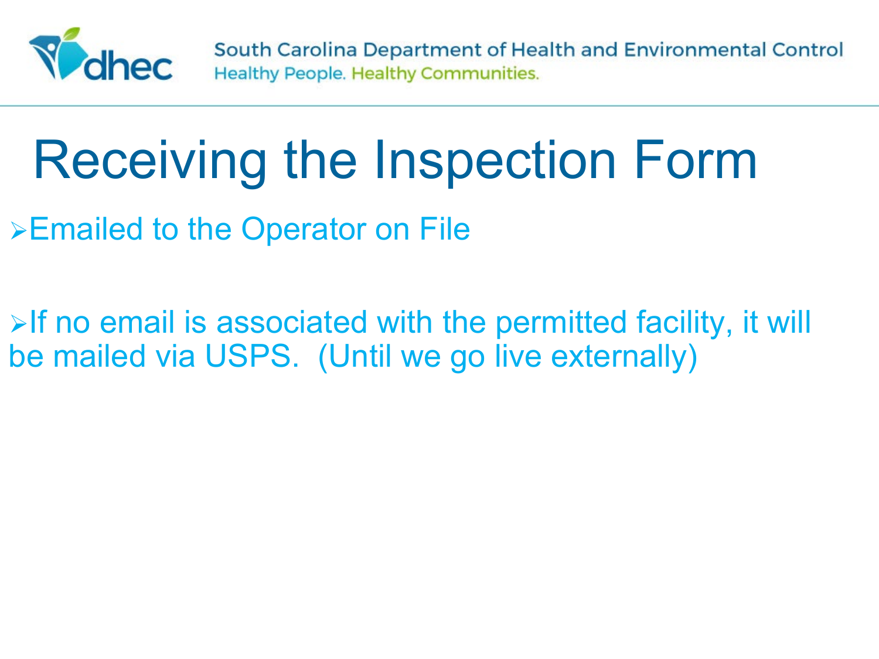# Receiving the Inspection Form

- Emailed to the Operator on File

- If no email is associated with the permitted facility, it will be mailed via USPS. (Until we go live externally)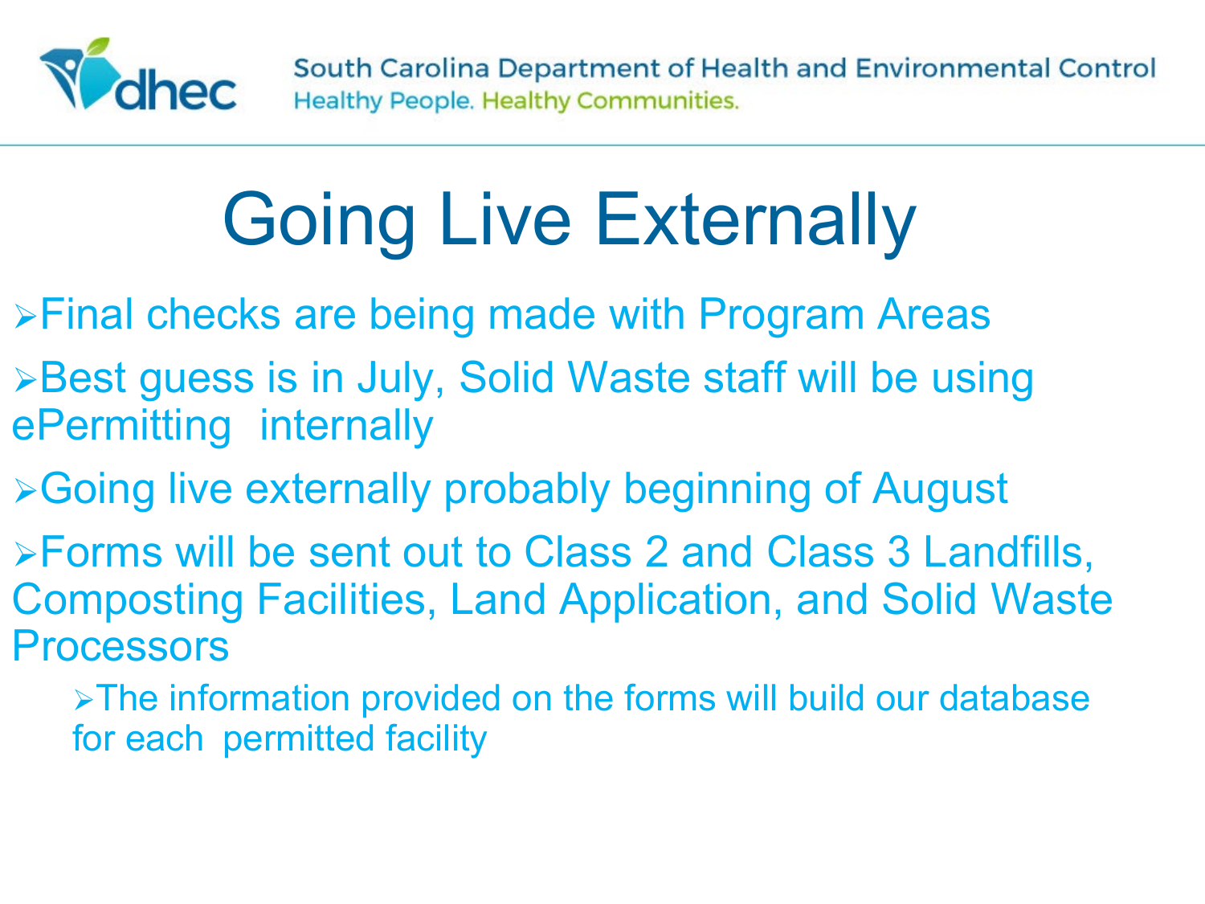# Going Live Externally

- Final checks are being made with Program Areas
- Best guess is in July, Solid Waste staff will be using ePermitting internally
- Going live externally probably beginning of August
- Forms will be sent out to Class 2 and Class 3 Landfills, Composting Facilities, Land Application, and Solid Waste Processors
  - The information provided on the forms will build our database for each permitted facility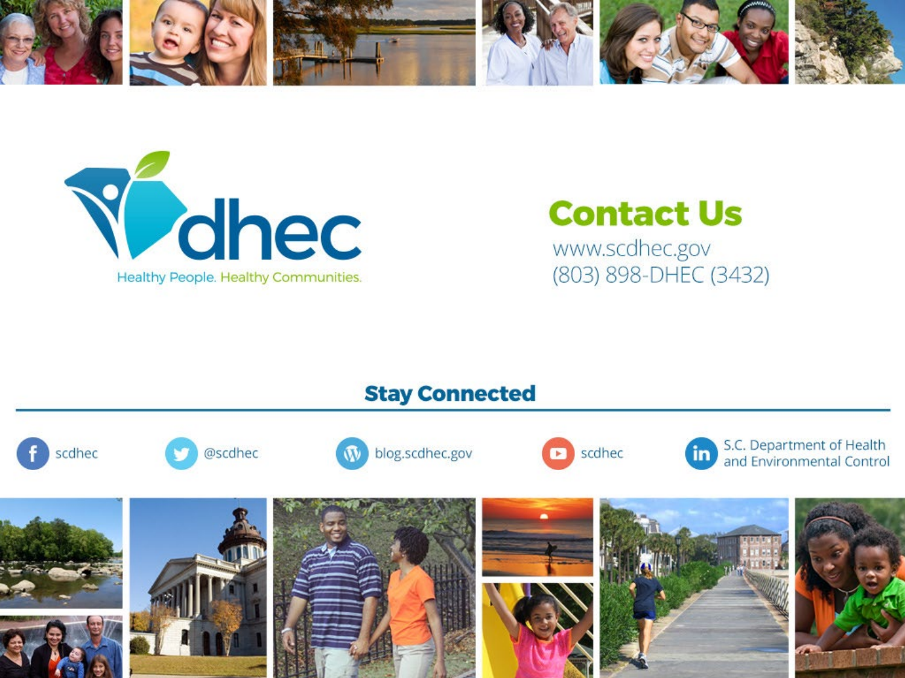dhec

Healthy People. Healthy Communities.

## Contact Us

www.scdhec.gov

(803) 898-DHEC (3432)

## Stay Connected

scdhec

@scdhec

blog.scdhec.gov

scdhec

S.C. Department of Health and Environmental Control